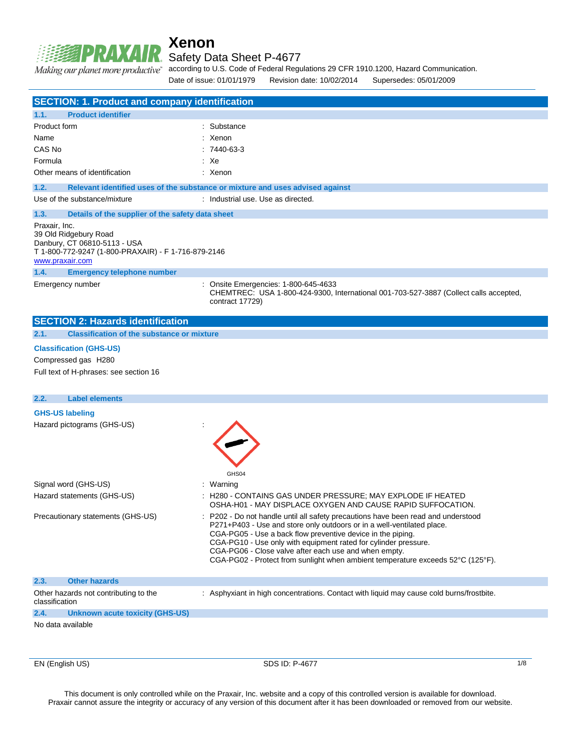# Xenon

## Safety Data Sheet P-4677

according to U.S. Code of Federal Regulations 29 CFR 1910.1200, Hazard Communication.

Date of issue: 01/01/1979 Revision date: 10/02/2014 Supersedes: 05/01/2009

## SECTION: 1. Product and company identification

### 1.1. Product identifier

| | |
|---|---|
| Product form | : Substance |
| Name | : Xenon |
| CAS No | : 7440-63-3 |
| Formula | : Xe |
| Other means of identification | : Xenon |

### 1.2. Relevant identified uses of the substance or mixture and uses advised against

| | |
|---|---|
| Use of the substance/mixture | : Industrial use. Use as directed. |

### 1.3. Details of the supplier of the safety data sheet

Praxair, Inc.
39 Old Ridgebury Road
Danbury, CT 06810-5113 - USA
T 1-800-772-9247 (1-800-PRAXAIR) - F 1-716-879-2146
www.praxair.com

### 1.4. Emergency telephone number

| | |
|---|---|
| Emergency number | : Onsite Emergencies: 1-800-645-4633<br>CHEMTREC: USA 1-800-424-9300, International 001-703-527-3887 (Collect calls accepted, contract 17729) |

## SECTION 2: Hazards identification

### 2.1. Classification of the substance or mixture

**Classification (GHS-US)**

Compressed gas H280

Full text of H-phrases: see section 16

### 2.2. Label elements

**GHS-US labeling**

| | |
|---|---|
| Hazard pictograms (GHS-US) | : GHS04 |
| Signal word (GHS-US) | : Warning |
| Hazard statements (GHS-US) | : H280 - CONTAINS GAS UNDER PRESSURE; MAY EXPLODE IF HEATED<br>OSHA-H01 - MAY DISPLACE OXYGEN AND CAUSE RAPID SUFFOCATION. |
| Precautionary statements (GHS-US) | : P202 - Do not handle until all safety precautions have been read and understood<br>P271+P403 - Use and store only outdoors or in a well-ventilated place.<br>CGA-PG05 - Use a back flow preventive device in the piping.<br>CGA-PG10 - Use only with equipment rated for cylinder pressure.<br>CGA-PG06 - Close valve after each use and when empty.<br>CGA-PG02 - Protect from sunlight when ambient temperature exceeds 52°C (125°F). |

### 2.3. Other hazards

| | |
|---|---|
| Other hazards not contributing to the classification | : Asphyxiant in high concentrations. Contact with liquid may cause cold burns/frostbite. |

### 2.4. Unknown acute toxicity (GHS-US)

No data available

This document is only controlled while on the Praxair, Inc. website and a copy of this controlled version is available for download. Praxair cannot assure the integrity or accuracy of any version of this document after it has been downloaded or removed from our website.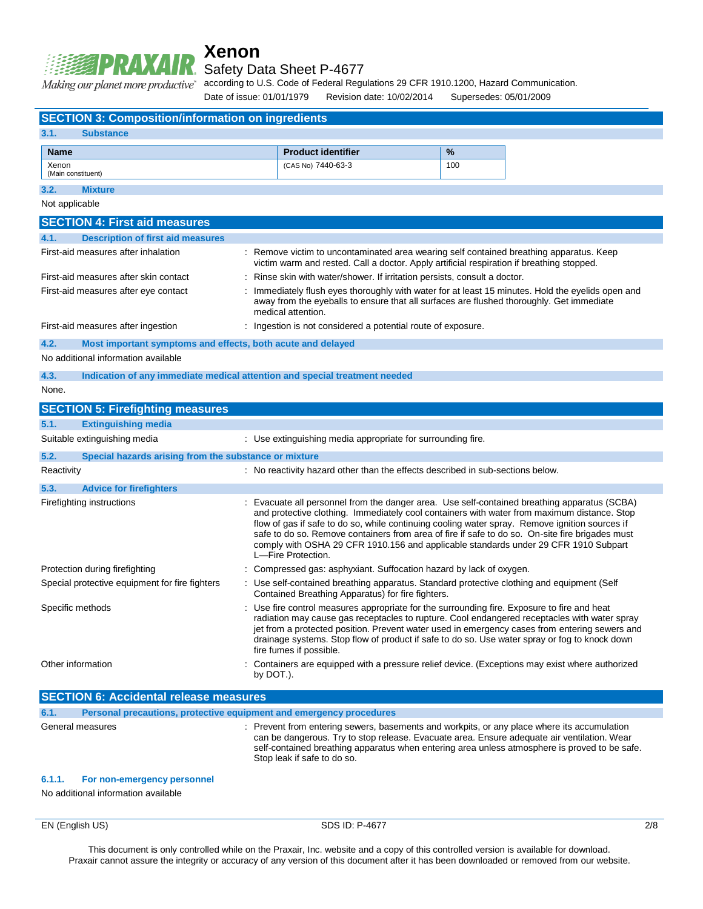## SECTION 3: Composition/information on ingredients

### 3.1. Substance

| Name | Product identifier | % |
|---|---|---|
| Xenon (Main constituent) | (CAS No) 7440-63-3 | 100 |

### 3.2. Mixture

Not applicable

## SECTION 4: First aid measures

### 4.1. Description of first aid measures

First-aid measures after inhalation : Remove victim to uncontaminated area wearing self contained breathing apparatus. Keep victim warm and rested. Call a doctor. Apply artificial respiration if breathing stopped.

First-aid measures after skin contact : Rinse skin with water/shower. If irritation persists, consult a doctor.

First-aid measures after eye contact : Immediately flush eyes thoroughly with water for at least 15 minutes. Hold the eyelids open and away from the eyeballs to ensure that all surfaces are flushed thoroughly. Get immediate medical attention.

First-aid measures after ingestion : Ingestion is not considered a potential route of exposure.

### 4.2. Most important symptoms and effects, both acute and delayed

No additional information available

### 4.3. Indication of any immediate medical attention and special treatment needed

None.

## SECTION 5: Firefighting measures

### 5.1. Extinguishing media

Suitable extinguishing media : Use extinguishing media appropriate for surrounding fire.

### 5.2. Special hazards arising from the substance or mixture

Reactivity : No reactivity hazard other than the effects described in sub-sections below.

### 5.3. Advice for firefighters

Firefighting instructions : Evacuate all personnel from the danger area. Use self-contained breathing apparatus (SCBA) and protective clothing. Immediately cool containers with water from maximum distance. Stop flow of gas if safe to do so, while continuing cooling water spray. Remove ignition sources if safe to do so. Remove containers from area of fire if safe to do so. On-site fire brigades must comply with OSHA 29 CFR 1910.156 and applicable standards under 29 CFR 1910 Subpart L—Fire Protection.

Protection during firefighting : Compressed gas: asphyxiant. Suffocation hazard by lack of oxygen.

Special protective equipment for fire fighters : Use self-contained breathing apparatus. Standard protective clothing and equipment (Self Contained Breathing Apparatus) for fire fighters.

Specific methods : Use fire control measures appropriate for the surrounding fire. Exposure to fire and heat radiation may cause gas receptacles to rupture. Cool endangered receptacles with water spray jet from a protected position. Prevent water used in emergency cases from entering sewers and drainage systems. Stop flow of product if safe to do so. Use water spray or fog to knock down fire fumes if possible.

Other information : Containers are equipped with a pressure relief device. (Exceptions may exist where authorized by DOT.).

## SECTION 6: Accidental release measures

### 6.1. Personal precautions, protective equipment and emergency procedures

General measures : Prevent from entering sewers, basements and workpits, or any place where its accumulation can be dangerous. Try to stop release. Evacuate area. Ensure adequate air ventilation. Wear self-contained breathing apparatus when entering area unless atmosphere is proved to be safe. Stop leak if safe to do so.

#### 6.1.1. For non-emergency personnel

No additional information available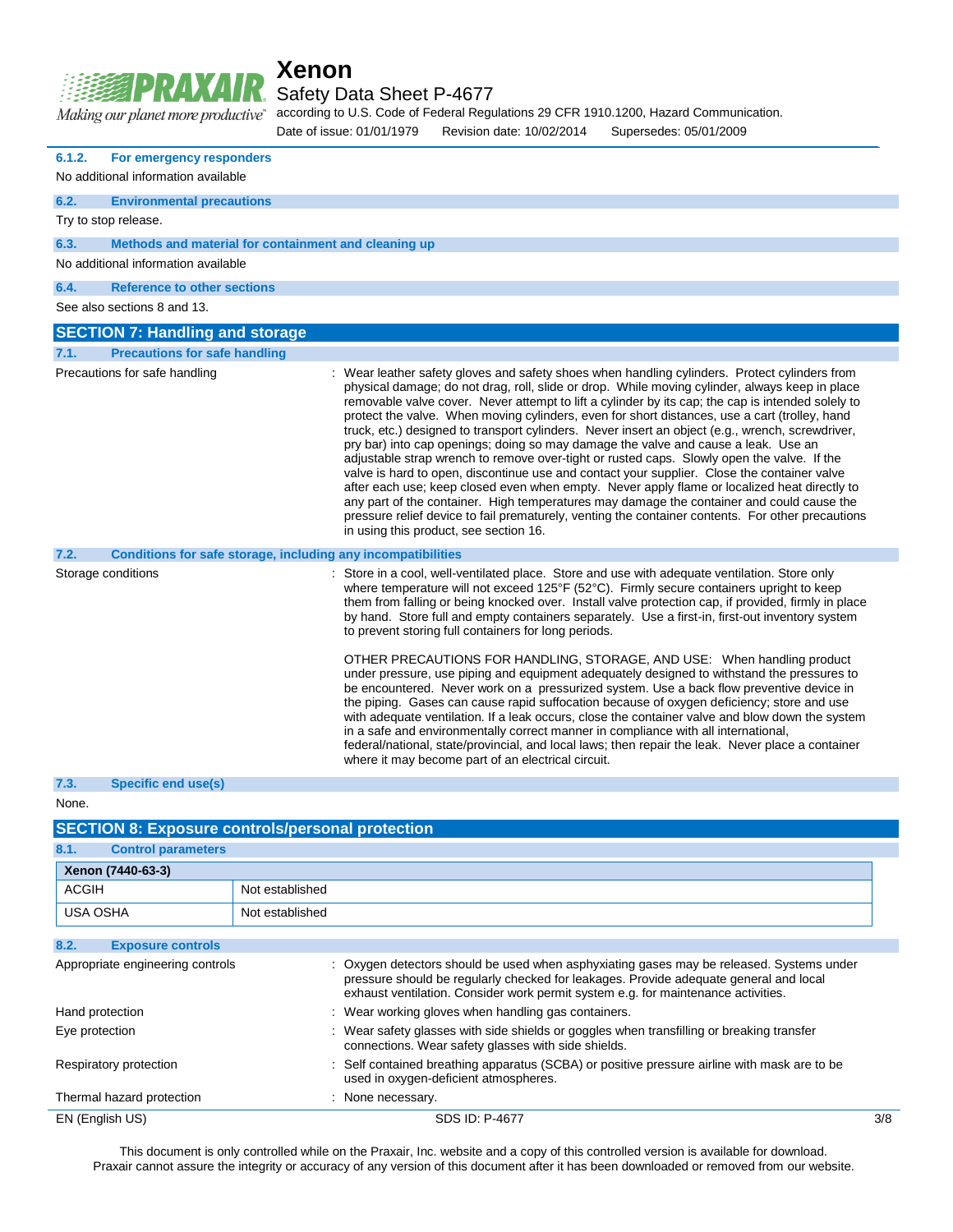#### 6.1.2. For emergency responders

No additional information available

### 6.2. Environmental precautions

Try to stop release.

### 6.3. Methods and material for containment and cleaning up

No additional information available

### 6.4. Reference to other sections

See also sections 8 and 13.

## SECTION 7: Handling and storage

### 7.1. Precautions for safe handling

Precautions for safe handling : Wear leather safety gloves and safety shoes when handling cylinders. Protect cylinders from physical damage; do not drag, roll, slide or drop. While moving cylinder, always keep in place removable valve cover. Never attempt to lift a cylinder by its cap; the cap is intended solely to protect the valve. When moving cylinders, even for short distances, use a cart (trolley, hand truck, etc.) designed to transport cylinders. Never insert an object (e.g., wrench, screwdriver, pry bar) into cap openings; doing so may damage the valve and cause a leak. Use an adjustable strap wrench to remove over-tight or rusted caps. Slowly open the valve. If the valve is hard to open, discontinue use and contact your supplier. Close the container valve after each use; keep closed even when empty. Never apply flame or localized heat directly to any part of the container. High temperatures may damage the container and could cause the pressure relief device to fail prematurely, venting the container contents. For other precautions in using this product, see section 16.

### 7.2. Conditions for safe storage, including any incompatibilities

Storage conditions : Store in a cool, well-ventilated place. Store and use with adequate ventilation. Store only where temperature will not exceed 125°F (52°C). Firmly secure containers upright to keep them from falling or being knocked over. Install valve protection cap, if provided, firmly in place by hand. Store full and empty containers separately. Use a first-in, first-out inventory system to prevent storing full containers for long periods.

OTHER PRECAUTIONS FOR HANDLING, STORAGE, AND USE: When handling product under pressure, use piping and equipment adequately designed to withstand the pressures to be encountered. Never work on a pressurized system. Use a back flow preventive device in the piping. Gases can cause rapid suffocation because of oxygen deficiency; store and use with adequate ventilation. If a leak occurs, close the container valve and blow down the system in a safe and environmentally correct manner in compliance with all international, federal/national, state/provincial, and local laws; then repair the leak. Never place a container where it may become part of an electrical circuit.

### 7.3. Specific end use(s)

None.

## SECTION 8: Exposure controls/personal protection

### 8.1. Control parameters

| Xenon (7440-63-3) | |
|---|---|
| ACGIH | Not established |
| USA OSHA | Not established |

### 8.2. Exposure controls

Appropriate engineering controls : Oxygen detectors should be used when asphyxiating gases may be released. Systems under pressure should be regularly checked for leakages. Provide adequate general and local exhaust ventilation. Consider work permit system e.g. for maintenance activities.

Hand protection : Wear working gloves when handling gas containers.

Eye protection : Wear safety glasses with side shields or goggles when transfilling or breaking transfer connections. Wear safety glasses with side shields.

Respiratory protection : Self contained breathing apparatus (SCBA) or positive pressure airline with mask are to be used in oxygen-deficient atmospheres.

Thermal hazard protection : None necessary.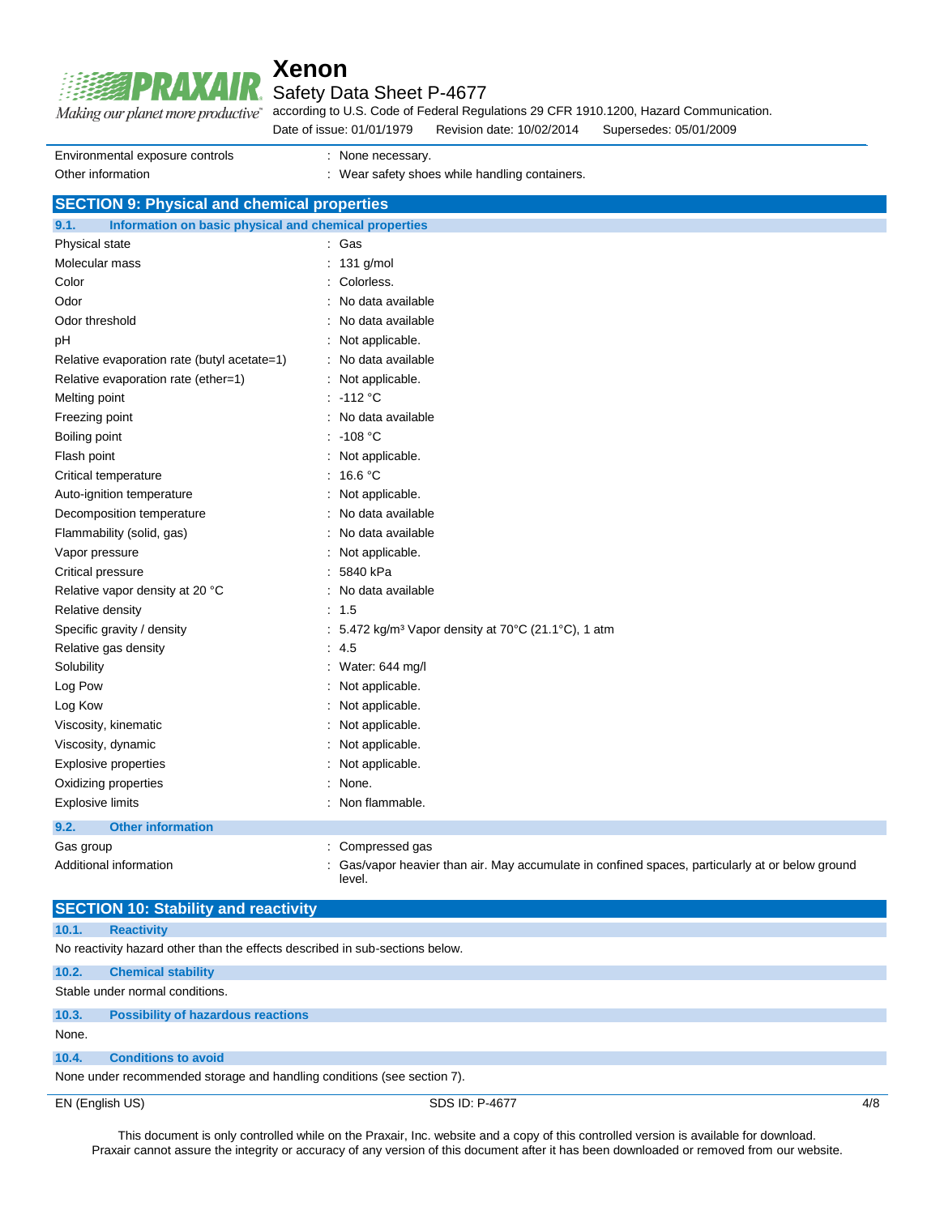| | |
|---|---|
| Environmental exposure controls | : None necessary. |
| Other information | : Wear safety shoes while handling containers. |

## SECTION 9: Physical and chemical properties

### 9.1. Information on basic physical and chemical properties

| | |
|---|---|
| Physical state | : Gas |
| Molecular mass | : 131 g/mol |
| Color | : Colorless. |
| Odor | : No data available |
| Odor threshold | : No data available |
| pH | : Not applicable. |
| Relative evaporation rate (butyl acetate=1) | : No data available |
| Relative evaporation rate (ether=1) | : Not applicable. |
| Melting point | : -112 °C |
| Freezing point | : No data available |
| Boiling point | : -108 °C |
| Flash point | : Not applicable. |
| Critical temperature | : 16.6 °C |
| Auto-ignition temperature | : Not applicable. |
| Decomposition temperature | : No data available |
| Flammability (solid, gas) | : No data available |
| Vapor pressure | : Not applicable. |
| Critical pressure | : 5840 kPa |
| Relative vapor density at 20 °C | : No data available |
| Relative density | : 1.5 |
| Specific gravity / density | : 5.472 kg/m³ Vapor density at 70°C (21.1°C), 1 atm |
| Relative gas density | : 4.5 |
| Solubility | : Water: 644 mg/l |
| Log Pow | : Not applicable. |
| Log Kow | : Not applicable. |
| Viscosity, kinematic | : Not applicable. |
| Viscosity, dynamic | : Not applicable. |
| Explosive properties | : Not applicable. |
| Oxidizing properties | : None. |
| Explosive limits | : Non flammable. |

### 9.2. Other information

| | |
|---|---|
| Gas group | : Compressed gas |
| Additional information | : Gas/vapor heavier than air. May accumulate in confined spaces, particularly at or below ground level. |

## SECTION 10: Stability and reactivity

### 10.1. Reactivity

No reactivity hazard other than the effects described in sub-sections below.

### 10.2. Chemical stability

Stable under normal conditions.

### 10.3. Possibility of hazardous reactions

None.

### 10.4. Conditions to avoid

None under recommended storage and handling conditions (see section 7).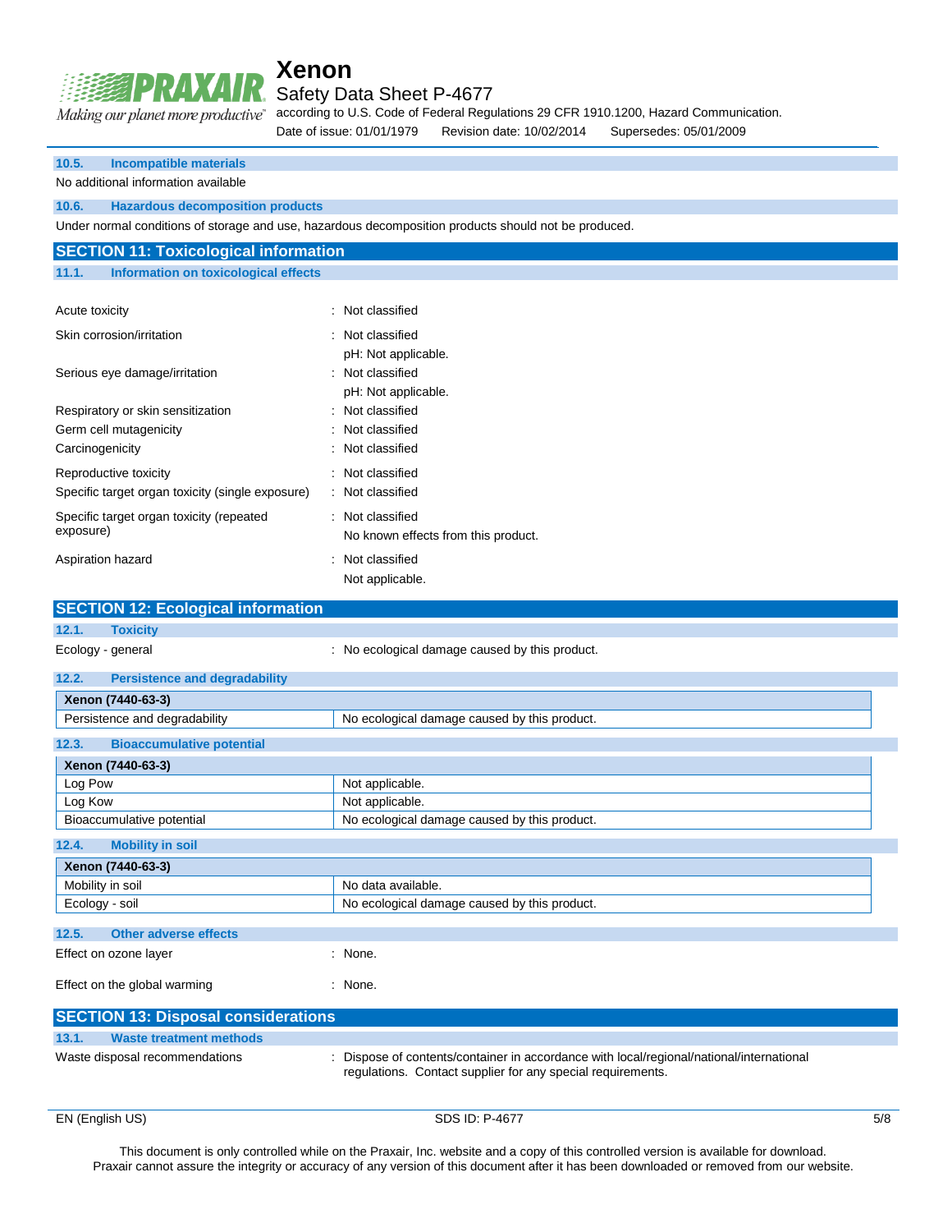### 10.5. Incompatible materials

No additional information available

### 10.6. Hazardous decomposition products

Under normal conditions of storage and use, hazardous decomposition products should not be produced.

## SECTION 11: Toxicological information

### 11.1. Information on toxicological effects

| | |
|---|---|
| Acute toxicity | : Not classified |
| Skin corrosion/irritation | : Not classified<br>pH: Not applicable. |
| Serious eye damage/irritation | : Not classified<br>pH: Not applicable. |
| Respiratory or skin sensitization | : Not classified |
| Germ cell mutagenicity | : Not classified |
| Carcinogenicity | : Not classified |
| Reproductive toxicity | : Not classified |
| Specific target organ toxicity (single exposure) | : Not classified |
| Specific target organ toxicity (repeated exposure) | : Not classified<br>No known effects from this product. |
| Aspiration hazard | : Not classified<br>Not applicable. |

## SECTION 12: Ecological information

### 12.1. Toxicity

Ecology - general : No ecological damage caused by this product.

### 12.2. Persistence and degradability

| Xenon (7440-63-3) | |
|---|---|
| Persistence and degradability | No ecological damage caused by this product. |

### 12.3. Bioaccumulative potential

| Xenon (7440-63-3) | |
|---|---|
| Log Pow | Not applicable. |
| Log Kow | Not applicable. |
| Bioaccumulative potential | No ecological damage caused by this product. |

### 12.4. Mobility in soil

| Xenon (7440-63-3) | |
|---|---|
| Mobility in soil | No data available. |
| Ecology - soil | No ecological damage caused by this product. |

### 12.5. Other adverse effects

Effect on ozone layer : None.

Effect on the global warming : None.

## SECTION 13: Disposal considerations

### 13.1. Waste treatment methods

Waste disposal recommendations : Dispose of contents/container in accordance with local/regional/national/international regulations. Contact supplier for any special requirements.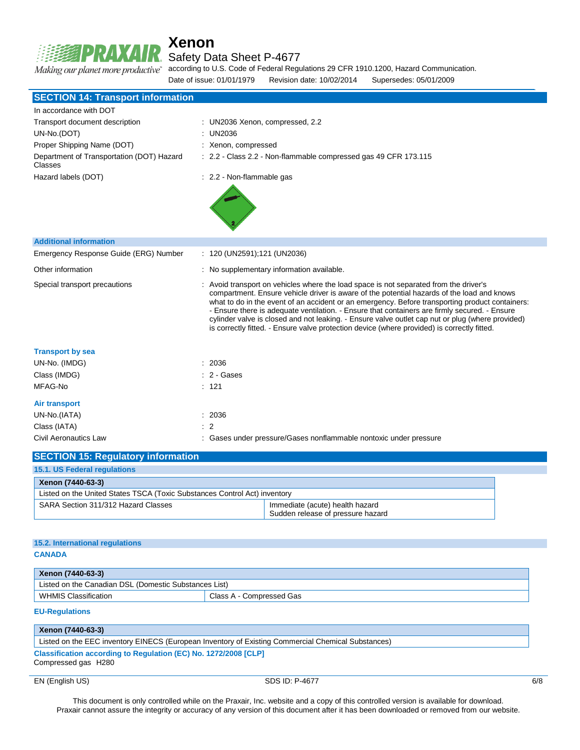## SECTION 14: Transport information

In accordance with DOT

| | |
|---|---|
| Transport document description | : UN2036 Xenon, compressed, 2.2 |
| UN-No.(DOT) | : UN2036 |
| Proper Shipping Name (DOT) | : Xenon, compressed |
| Department of Transportation (DOT) Hazard Classes | : 2.2 - Class 2.2 - Non-flammable compressed gas 49 CFR 173.115 |
| Hazard labels (DOT) | : 2.2 - Non-flammable gas |

### Additional information

| | |
|---|---|
| Emergency Response Guide (ERG) Number | : 120 (UN2591);121 (UN2036) |
| Other information | : No supplementary information available. |
| Special transport precautions | : Avoid transport on vehicles where the load space is not separated from the driver's compartment. Ensure vehicle driver is aware of the potential hazards of the load and knows what to do in the event of an accident or an emergency. Before transporting product containers: - Ensure there is adequate ventilation. - Ensure that containers are firmly secured. - Ensure cylinder valve is closed and not leaking. - Ensure valve outlet cap nut or plug (where provided) is correctly fitted. - Ensure valve protection device (where provided) is correctly fitted. |

### Transport by sea

| | |
|---|---|
| UN-No. (IMDG) | : 2036 |
| Class (IMDG) | : 2 - Gases |
| MFAG-No | : 121 |

### Air transport

| | |
|---|---|
| UN-No.(IATA) | : 2036 |
| Class (IATA) | : 2 |
| Civil Aeronautics Law | : Gases under pressure/Gases nonflammable nontoxic under pressure |

## SECTION 15: Regulatory information

### 15.1. US Federal regulations

| Xenon (7440-63-3) | |
|---|---|
| Listed on the United States TSCA (Toxic Substances Control Act) inventory | |
| SARA Section 311/312 Hazard Classes | Immediate (acute) health hazard<br>Sudden release of pressure hazard |

### 15.2. International regulations

**CANADA**

| Xenon (7440-63-3) | |
|---|---|
| Listed on the Canadian DSL (Domestic Substances List) | |
| WHMIS Classification | Class A - Compressed Gas |

**EU-Regulations**

| Xenon (7440-63-3) |
|---|
| Listed on the EEC inventory EINECS (European Inventory of Existing Commercial Chemical Substances) |

**Classification according to Regulation (EC) No. 1272/2008 [CLP]**

Compressed gas H280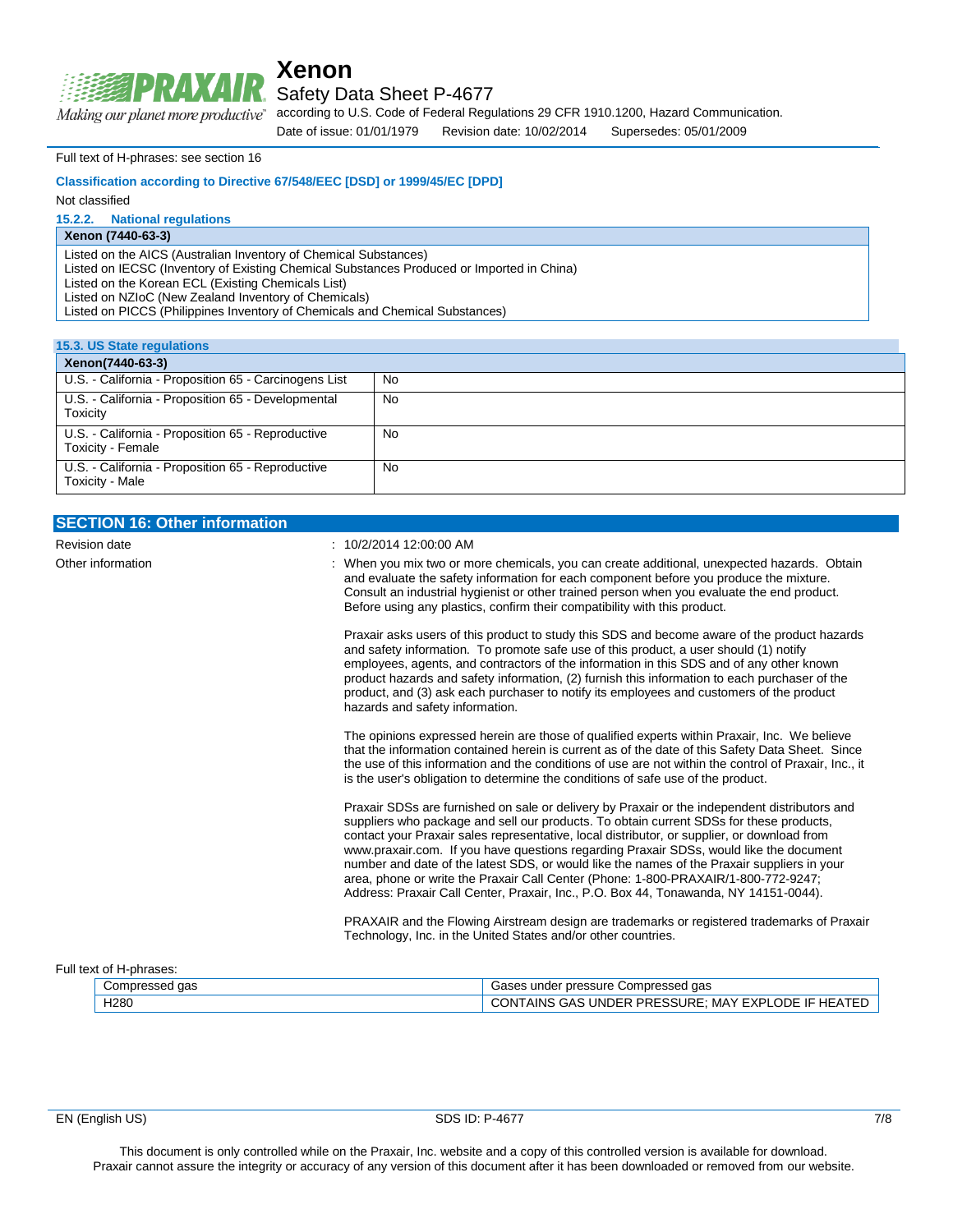Full text of H-phrases: see section 16

**Classification according to Directive 67/548/EEC [DSD] or 1999/45/EC [DPD]**

Not classified

### 15.2.2. National regulations

| Xenon (7440-63-3) |
|---|
| Listed on the AICS (Australian Inventory of Chemical Substances)<br>Listed on IECSC (Inventory of Existing Chemical Substances Produced or Imported in China)<br>Listed on the Korean ECL (Existing Chemicals List)<br>Listed on NZIoC (New Zealand Inventory of Chemicals)<br>Listed on PICCS (Philippines Inventory of Chemicals and Chemical Substances) |

### 15.3. US State regulations

| Xenon(7440-63-3) | |
|---|---|
| U.S. - California - Proposition 65 - Carcinogens List | No |
| U.S. - California - Proposition 65 - Developmental Toxicity | No |
| U.S. - California - Proposition 65 - Reproductive Toxicity - Female | No |
| U.S. - California - Proposition 65 - Reproductive Toxicity - Male | No |

## SECTION 16: Other information

Revision date : 10/2/2014 12:00:00 AM

Other information : When you mix two or more chemicals, you can create additional, unexpected hazards. Obtain and evaluate the safety information for each component before you produce the mixture. Consult an industrial hygienist or other trained person when you evaluate the end product. Before using any plastics, confirm their compatibility with this product.

Praxair asks users of this product to study this SDS and become aware of the product hazards and safety information. To promote safe use of this product, a user should (1) notify employees, agents, and contractors of the information in this SDS and of any other known product hazards and safety information, (2) furnish this information to each purchaser of the product, and (3) ask each purchaser to notify its employees and customers of the product hazards and safety information.

The opinions expressed herein are those of qualified experts within Praxair, Inc. We believe that the information contained herein is current as of the date of this Safety Data Sheet. Since the use of this information and the conditions of use are not within the control of Praxair, Inc., it is the user's obligation to determine the conditions of safe use of the product.

Praxair SDSs are furnished on sale or delivery by Praxair or the independent distributors and suppliers who package and sell our products. To obtain current SDSs for these products, contact your Praxair sales representative, local distributor, or supplier, or download from www.praxair.com. If you have questions regarding Praxair SDSs, would like the document number and date of the latest SDS, or would like the names of the Praxair suppliers in your area, phone or write the Praxair Call Center (Phone: 1-800-PRAXAIR/1-800-772-9247; Address: Praxair Call Center, Praxair, Inc., P.O. Box 44, Tonawanda, NY 14151-0044).

PRAXAIR and the Flowing Airstream design are trademarks or registered trademarks of Praxair Technology, Inc. in the United States and/or other countries.

Full text of H-phrases:

| | |
|---|---|
| Compressed gas | Gases under pressure Compressed gas |
| H280 | CONTAINS GAS UNDER PRESSURE; MAY EXPLODE IF HEATED |

This document is only controlled while on the Praxair, Inc. website and a copy of this controlled version is available for download. Praxair cannot assure the integrity or accuracy of any version of this document after it has been downloaded or removed from our website.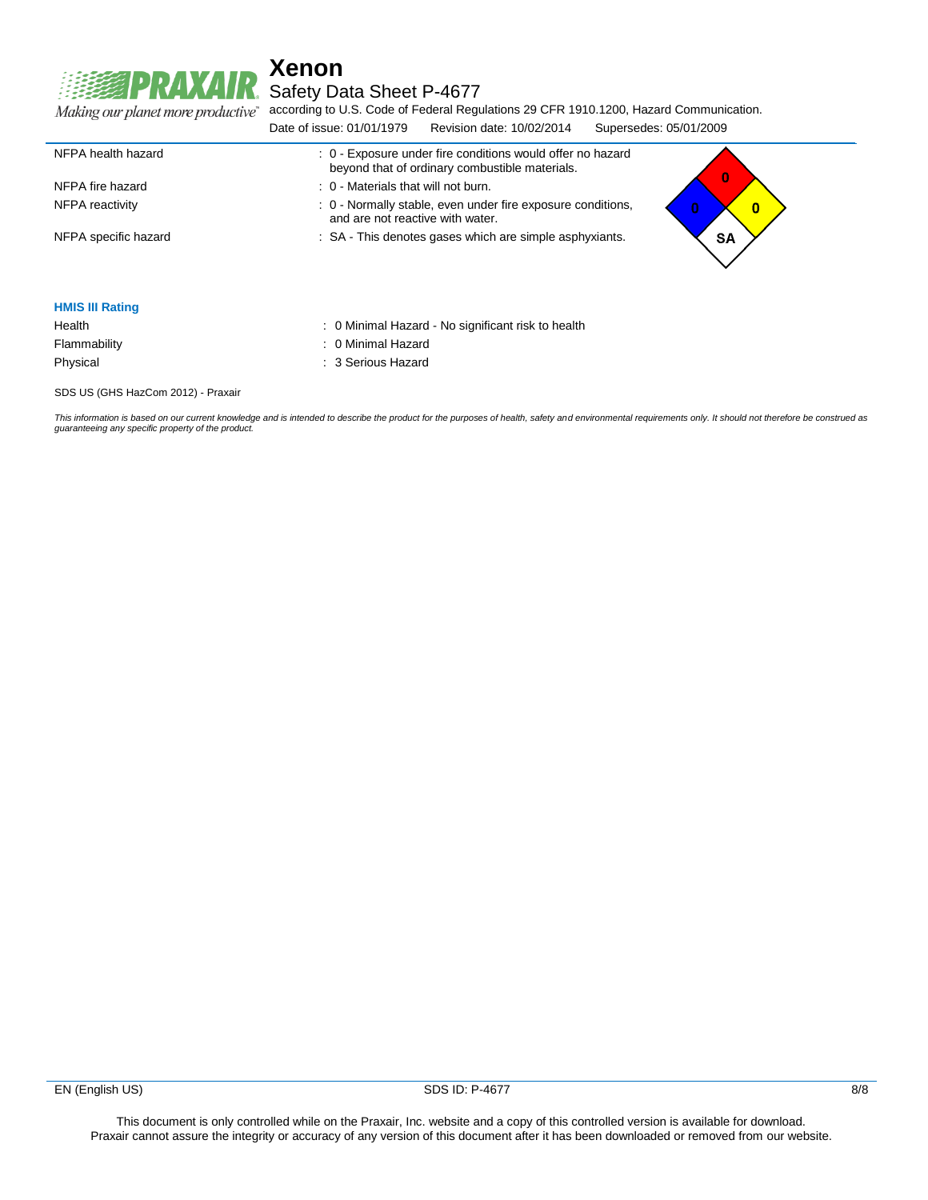| | |
|---|---|
| NFPA health hazard | : 0 - Exposure under fire conditions would offer no hazard beyond that of ordinary combustible materials. |
| NFPA fire hazard | : 0 - Materials that will not burn. |
| NFPA reactivity | : 0 - Normally stable, even under fire exposure conditions, and are not reactive with water. |
| NFPA specific hazard | : SA - This denotes gases which are simple asphyxiants. |

0
0 0
SA

### HMIS III Rating

| | |
|---|---|
| Health | : 0 Minimal Hazard - No significant risk to health |
| Flammability | : 0 Minimal Hazard |
| Physical | : 3 Serious Hazard |

SDS US (GHS HazCom 2012) - Praxair

*This information is based on our current knowledge and is intended to describe the product for the purposes of health, safety and environmental requirements only. It should not therefore be construed as guaranteeing any specific property of the product.*